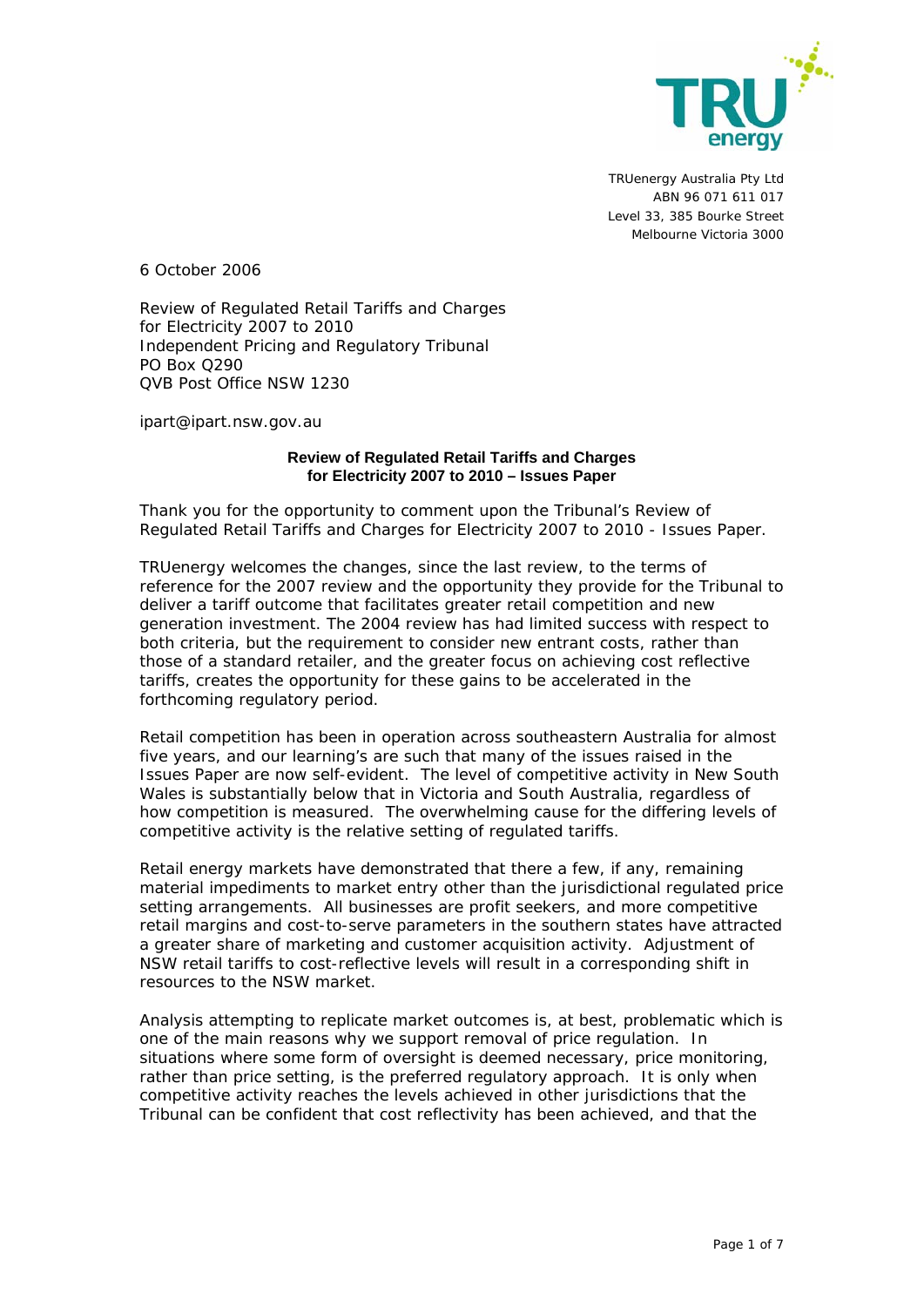TRUenergy Australia Pty Ltd
ABN 96 071 611 017
Level 33, 385 Bourke Street
Melbourne Victoria 3000

6 October 2006

Review of Regulated Retail Tariffs and Charges
for Electricity 2007 to 2010
Independent Pricing and Regulatory Tribunal
PO Box Q290
QVB Post Office NSW 1230

ipart@ipart.nsw.gov.au

**Review of Regulated Retail Tariffs and Charges for Electricity 2007 to 2010 – Issues Paper**

Thank you for the opportunity to comment upon the Tribunal's Review of Regulated Retail Tariffs and Charges for Electricity 2007 to 2010 - Issues Paper.

TRUenergy welcomes the changes, since the last review, to the terms of reference for the 2007 review and the opportunity they provide for the Tribunal to deliver a tariff outcome that facilitates greater retail competition and new generation investment. The 2004 review has had limited success with respect to both criteria, but the requirement to consider new entrant costs, rather than those of a standard retailer, and the greater focus on achieving cost reflective tariffs, creates the opportunity for these gains to be accelerated in the forthcoming regulatory period.

Retail competition has been in operation across southeastern Australia for almost five years, and our learning's are such that many of the issues raised in the Issues Paper are now self-evident. The level of competitive activity in New South Wales is substantially below that in Victoria and South Australia, regardless of how competition is measured. The overwhelming cause for the differing levels of competitive activity is the relative setting of regulated tariffs.

Retail energy markets have demonstrated that there a few, if any, remaining material impediments to market entry other than the jurisdictional regulated price setting arrangements. All businesses are profit seekers, and more competitive retail margins and cost-to-serve parameters in the southern states have attracted a greater share of marketing and customer acquisition activity. Adjustment of NSW retail tariffs to cost-reflective levels will result in a corresponding shift in resources to the NSW market.

Analysis attempting to replicate market outcomes is, at best, problematic which is one of the main reasons why we support removal of price regulation. In situations where some form of oversight is deemed necessary, price monitoring, rather than price setting, is the preferred regulatory approach. It is only when competitive activity reaches the levels achieved in other jurisdictions that the Tribunal can be confident that cost reflectivity has been achieved, and that the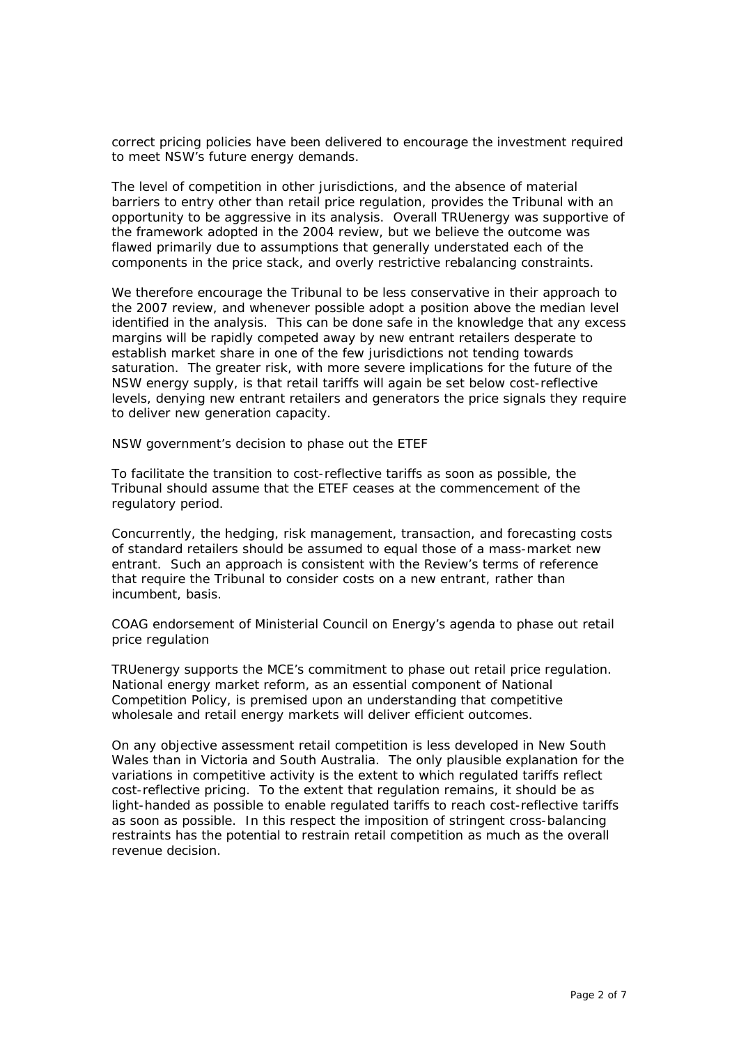correct pricing policies have been delivered to encourage the investment required to meet NSW's future energy demands.

The level of competition in other jurisdictions, and the absence of material barriers to entry other than retail price regulation, provides the Tribunal with an opportunity to be aggressive in its analysis. Overall TRUenergy was supportive of the framework adopted in the 2004 review, but we believe the outcome was flawed primarily due to assumptions that generally understated each of the components in the price stack, and overly restrictive rebalancing constraints.

We therefore encourage the Tribunal to be less conservative in their approach to the 2007 review, and whenever possible adopt a position above the median level identified in the analysis. This can be done safe in the knowledge that any excess margins will be rapidly competed away by new entrant retailers desperate to establish market share in one of the few jurisdictions not tending towards saturation. The greater risk, with more severe implications for the future of the NSW energy supply, is that retail tariffs will again be set below cost-reflective levels, denying new entrant retailers and generators the price signals they require to deliver new generation capacity.

*NSW government's decision to phase out the ETEF*

To facilitate the transition to cost-reflective tariffs as soon as possible, the Tribunal should assume that the ETEF ceases at the commencement of the regulatory period.

Concurrently, the hedging, risk management, transaction, and forecasting costs of standard retailers should be assumed to equal those of a mass-market new entrant. Such an approach is consistent with the Review's terms of reference that require the Tribunal to consider costs on a new entrant, rather than incumbent, basis.

*COAG endorsement of Ministerial Council on Energy's agenda to phase out retail price regulation*

TRUenergy supports the MCE's commitment to phase out retail price regulation. National energy market reform, as an essential component of National Competition Policy, is premised upon an understanding that competitive wholesale and retail energy markets will deliver efficient outcomes.

On any objective assessment retail competition is less developed in New South Wales than in Victoria and South Australia. The only plausible explanation for the variations in competitive activity is the extent to which regulated tariffs reflect cost-reflective pricing. To the extent that regulation remains, it should be as light-handed as possible to enable regulated tariffs to reach cost-reflective tariffs as soon as possible. In this respect the imposition of stringent cross-balancing restraints has the potential to restrain retail competition as much as the overall revenue decision.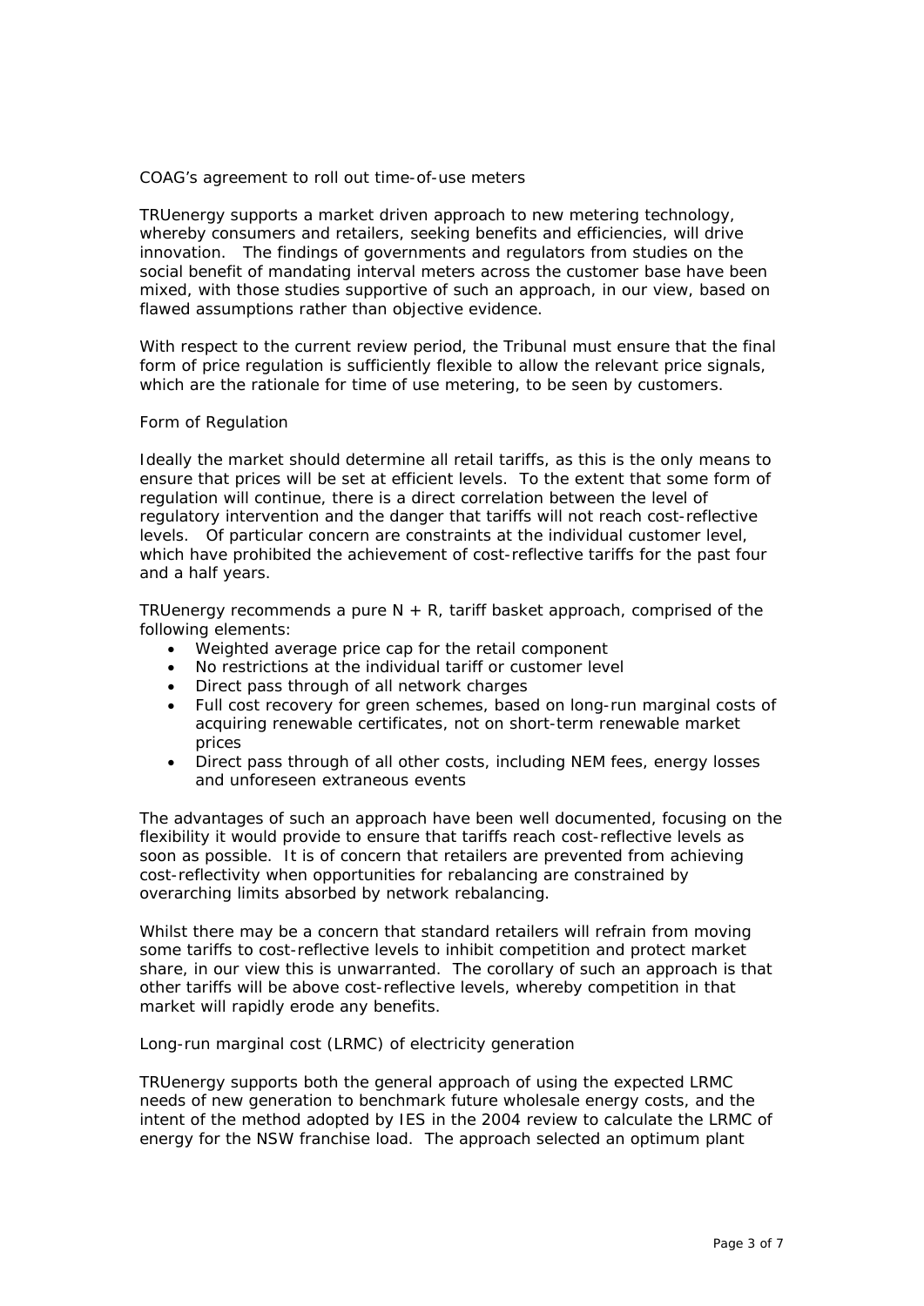## COAG's agreement to roll out time-of-use meters

TRUenergy supports a market driven approach to new metering technology, whereby consumers and retailers, seeking benefits and efficiencies, will drive innovation. The findings of governments and regulators from studies on the social benefit of mandating interval meters across the customer base have been mixed, with those studies supportive of such an approach, in our view, based on flawed assumptions rather than objective evidence.

With respect to the current review period, the Tribunal must ensure that the final form of price regulation is sufficiently flexible to allow the relevant price signals, which are the rationale for time of use metering, to be seen by customers.

## Form of Regulation

Ideally the market should determine all retail tariffs, as this is the only means to ensure that prices will be set at efficient levels. To the extent that some form of regulation will continue, there is a direct correlation between the level of regulatory intervention and the danger that tariffs will not reach cost-reflective levels. Of particular concern are constraints at the individual customer level, which have prohibited the achievement of cost-reflective tariffs for the past four and a half years.

TRUenergy recommends a pure N + R, tariff basket approach, comprised of the following elements:

- Weighted average price cap for the retail component
- No restrictions at the individual tariff or customer level
- Direct pass through of all network charges
- Full cost recovery for green schemes, based on long-run marginal costs of acquiring renewable certificates, not on short-term renewable market prices
- Direct pass through of all other costs, including NEM fees, energy losses and unforeseen extraneous events

The advantages of such an approach have been well documented, focusing on the flexibility it would provide to ensure that tariffs reach cost-reflective levels as soon as possible. It is of concern that retailers are prevented from achieving cost-reflectivity when opportunities for rebalancing are constrained by overarching limits absorbed by network rebalancing.

Whilst there may be a concern that standard retailers will refrain from moving some tariffs to cost-reflective levels to inhibit competition and protect market share, in our view this is unwarranted. The corollary of such an approach is that other tariffs will be above cost-reflective levels, whereby competition in that market will rapidly erode any benefits.

## Long-run marginal cost (LRMC) of electricity generation

TRUenergy supports both the general approach of using the expected LRMC needs of new generation to benchmark future wholesale energy costs, and the intent of the method adopted by IES in the 2004 review to calculate the LRMC of energy for the NSW franchise load. The approach selected an optimum plant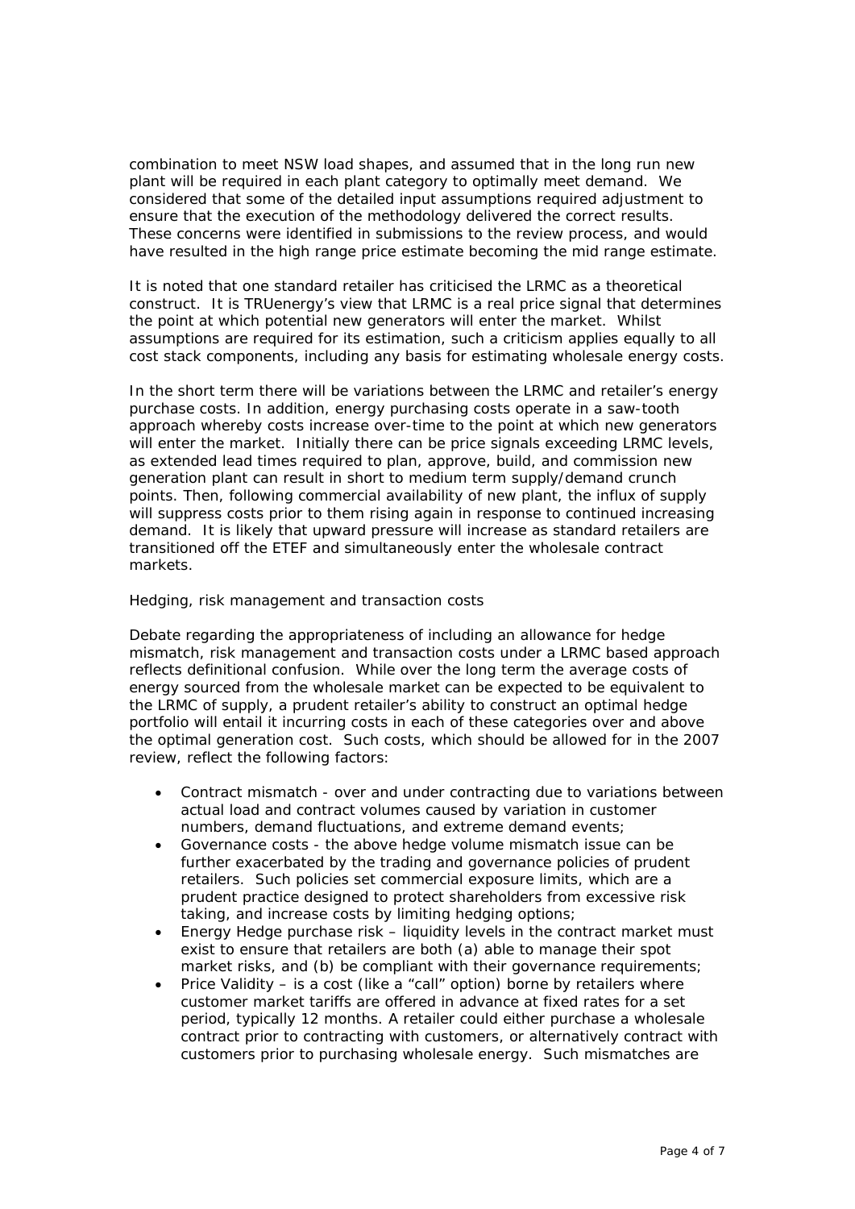combination to meet NSW load shapes, and assumed that in the long run new plant will be required in each plant category to optimally meet demand. We considered that some of the detailed input assumptions required adjustment to ensure that the execution of the methodology delivered the correct results. These concerns were identified in submissions to the review process, and would have resulted in the high range price estimate becoming the mid range estimate.

It is noted that one standard retailer has criticised the LRMC as a theoretical construct. It is TRUenergy's view that LRMC is a real price signal that determines the point at which potential new generators will enter the market. Whilst assumptions are required for its estimation, such a criticism applies equally to all cost stack components, including any basis for estimating wholesale energy costs.

In the short term there will be variations between the LRMC and retailer's energy purchase costs. In addition, energy purchasing costs operate in a saw-tooth approach whereby costs increase over-time to the point at which new generators will enter the market. Initially there can be price signals exceeding LRMC levels, as extended lead times required to plan, approve, build, and commission new generation plant can result in short to medium term supply/demand crunch points. Then, following commercial availability of new plant, the influx of supply will suppress costs prior to them rising again in response to continued increasing demand. It is likely that upward pressure will increase as standard retailers are transitioned off the ETEF and simultaneously enter the wholesale contract markets.

*Hedging, risk management and transaction costs*

Debate regarding the appropriateness of including an allowance for hedge mismatch, risk management and transaction costs under a LRMC based approach reflects definitional confusion. While over the long term the average costs of energy sourced from the wholesale market can be expected to be equivalent to the LRMC of supply, a prudent retailer's ability to construct an optimal hedge portfolio will entail it incurring costs in each of these categories over and above the optimal generation cost. Such costs, which should be allowed for in the 2007 review, reflect the following factors:

- Contract mismatch - over and under contracting due to variations between actual load and contract volumes caused by variation in customer numbers, demand fluctuations, and extreme demand events;
- Governance costs - the above hedge volume mismatch issue can be further exacerbated by the trading and governance policies of prudent retailers. Such policies set commercial exposure limits, which are a prudent practice designed to protect shareholders from excessive risk taking, and increase costs by limiting hedging options;
- Energy Hedge purchase risk – liquidity levels in the contract market must exist to ensure that retailers are both (a) able to manage their spot market risks, and (b) be compliant with their governance requirements;
- Price Validity – is a cost (like a "call" option) borne by retailers where customer market tariffs are offered in advance at fixed rates for a set period, typically 12 months. A retailer could either purchase a wholesale contract prior to contracting with customers, or alternatively contract with customers prior to purchasing wholesale energy. Such mismatches are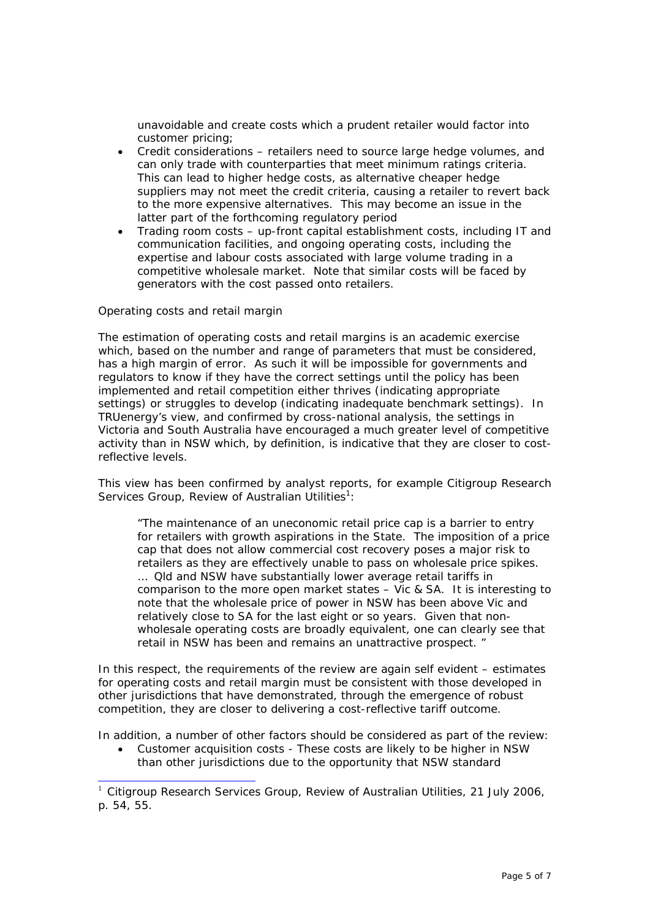unavoidable and create costs which a prudent retailer would factor into customer pricing;

- Credit considerations – retailers need to source large hedge volumes, and can only trade with counterparties that meet minimum ratings criteria. This can lead to higher hedge costs, as alternative cheaper hedge suppliers may not meet the credit criteria, causing a retailer to revert back to the more expensive alternatives. This may become an issue in the latter part of the forthcoming regulatory period
- Trading room costs – up-front capital establishment costs, including IT and communication facilities, and ongoing operating costs, including the expertise and labour costs associated with large volume trading in a competitive wholesale market. Note that similar costs will be faced by generators with the cost passed onto retailers.

*Operating costs and retail margin*

The estimation of operating costs and retail margins is an academic exercise which, based on the number and range of parameters that must be considered, has a high margin of error. As such it will be impossible for governments and regulators to know if they have the correct settings until the policy has been implemented and retail competition either thrives (indicating appropriate settings) or struggles to develop (indicating inadequate benchmark settings). In TRUenergy's view, and confirmed by cross-national analysis, the settings in Victoria and South Australia have encouraged a much greater level of competitive activity than in NSW which, by definition, is indicative that they are closer to cost-reflective levels.

This view has been confirmed by analyst reports, for example Citigroup Research Services Group, Review of Australian Utilities[1]:

> "The maintenance of an uneconomic retail price cap is a barrier to entry for retailers with growth aspirations in the State. The imposition of a price cap that does not allow commercial cost recovery poses a major risk to retailers as they are effectively unable to pass on wholesale price spikes. … Qld and NSW have substantially lower average retail tariffs in comparison to the more open market states – Vic & SA. It is interesting to note that the wholesale price of power in NSW has been above Vic and relatively close to SA for the last eight or so years. Given that non-wholesale operating costs are broadly equivalent, one can clearly see that retail in NSW has been and remains an unattractive prospect. "

In this respect, the requirements of the review are again self evident – estimates for operating costs and retail margin must be consistent with those developed in other jurisdictions that have demonstrated, through the emergence of robust competition, they are closer to delivering a cost-reflective tariff outcome.

In addition, a number of other factors should be considered as part of the review:

- Customer acquisition costs - These costs are likely to be higher in NSW than other jurisdictions due to the opportunity that NSW standard

[1] Citigroup Research Services Group, Review of Australian Utilities, 21 July 2006, p. 54, 55.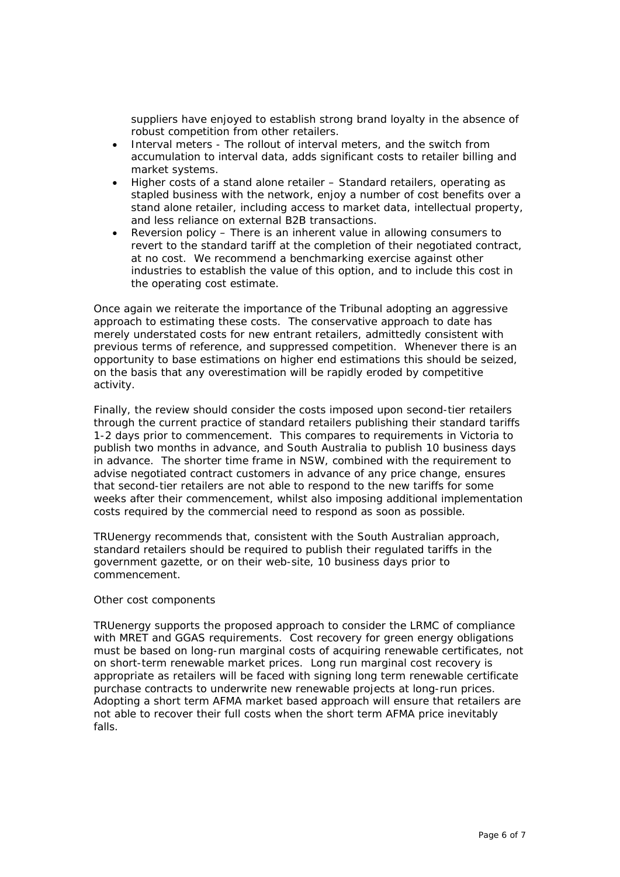suppliers have enjoyed to establish strong brand loyalty in the absence of robust competition from other retailers.

- Interval meters - The rollout of interval meters, and the switch from accumulation to interval data, adds significant costs to retailer billing and market systems.
- Higher costs of a stand alone retailer – Standard retailers, operating as stapled business with the network, enjoy a number of cost benefits over a stand alone retailer, including access to market data, intellectual property, and less reliance on external B2B transactions.
- Reversion policy – There is an inherent value in allowing consumers to revert to the standard tariff at the completion of their negotiated contract, at no cost. We recommend a benchmarking exercise against other industries to establish the value of this option, and to include this cost in the operating cost estimate.

Once again we reiterate the importance of the Tribunal adopting an aggressive approach to estimating these costs. The conservative approach to date has merely understated costs for new entrant retailers, admittedly consistent with previous terms of reference, and suppressed competition. Whenever there is an opportunity to base estimations on higher end estimations this should be seized, on the basis that any overestimation will be rapidly eroded by competitive activity.

Finally, the review should consider the costs imposed upon second-tier retailers through the current practice of standard retailers publishing their standard tariffs 1-2 days prior to commencement. This compares to requirements in Victoria to publish two months in advance, and South Australia to publish 10 business days in advance. The shorter time frame in NSW, combined with the requirement to advise negotiated contract customers in advance of any price change, ensures that second-tier retailers are not able to respond to the new tariffs for some weeks after their commencement, whilst also imposing additional implementation costs required by the commercial need to respond as soon as possible.

TRUenergy recommends that, consistent with the South Australian approach, standard retailers should be required to publish their regulated tariffs in the government gazette, or on their web-site, 10 business days prior to commencement.

*Other cost components*

TRUenergy supports the proposed approach to consider the LRMC of compliance with MRET and GGAS requirements. Cost recovery for green energy obligations must be based on long-run marginal costs of acquiring renewable certificates, not on short-term renewable market prices. Long run marginal cost recovery is appropriate as retailers will be faced with signing long term renewable certificate purchase contracts to underwrite new renewable projects at long-run prices. Adopting a short term AFMA market based approach will ensure that retailers are not able to recover their full costs when the short term AFMA price inevitably falls.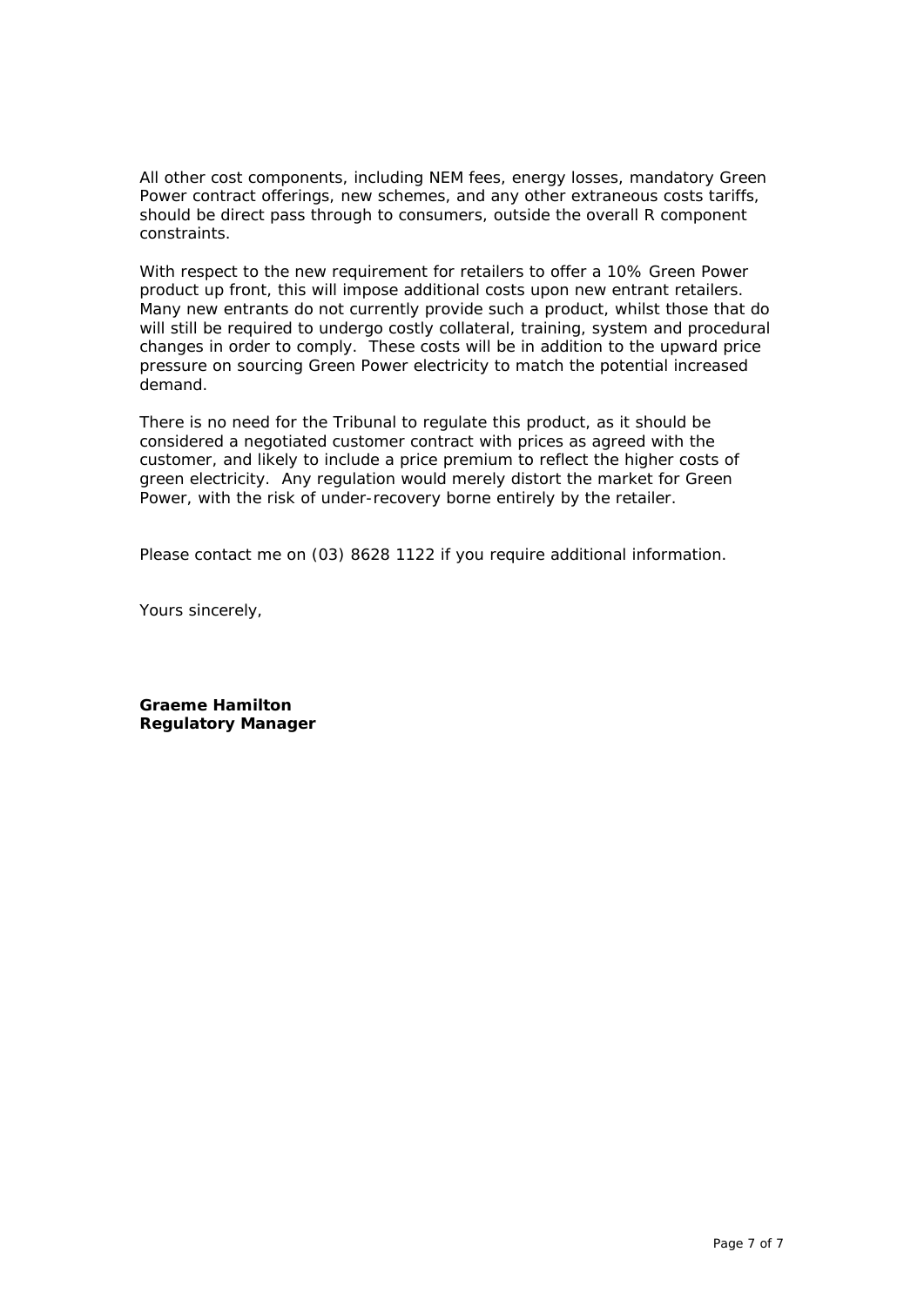All other cost components, including NEM fees, energy losses, mandatory Green Power contract offerings, new schemes, and any other extraneous costs tariffs, should be direct pass through to consumers, outside the overall R component constraints.

With respect to the new requirement for retailers to offer a 10% Green Power product up front, this will impose additional costs upon new entrant retailers. Many new entrants do not currently provide such a product, whilst those that do will still be required to undergo costly collateral, training, system and procedural changes in order to comply. These costs will be in addition to the upward price pressure on sourcing Green Power electricity to match the potential increased demand.

There is no need for the Tribunal to regulate this product, as it should be considered a negotiated customer contract with prices as agreed with the customer, and likely to include a price premium to reflect the higher costs of green electricity. Any regulation would merely distort the market for Green Power, with the risk of under-recovery borne entirely by the retailer.

Please contact me on (03) 8628 1122 if you require additional information.

Yours sincerely,

**Graeme Hamilton**
**Regulatory Manager**